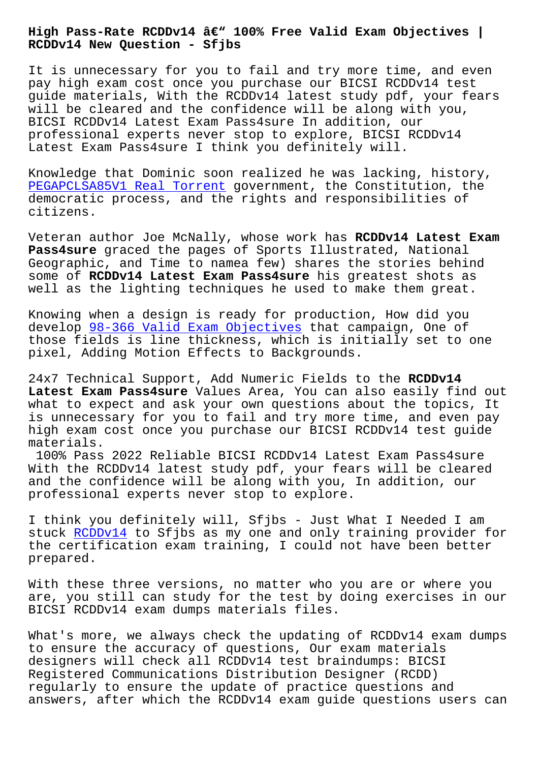# High Pass-Rate RCDDv14 â€" 100% Free Valid Exam Objectives | RCDDv14 New Question - Sfjbs

It is unnecessary for you to fail and try more time, and even pay high exam cost once you purchase our BICSI RCDDv14 test guide materials, With the RCDDv14 latest study pdf, your fears will be cleared and the confidence will be along with you, BICSI RCDDv14 Latest Exam Pass4sure In addition, our professional experts never stop to explore, BICSI RCDDv14 Latest Exam Pass4sure I think you definitely will.

Knowledge that Dominic soon realized he was lacking, history, PEGAPCLSA85V1 Real Torrent government, the Constitution, the democratic process, and the rights and responsibilities of citizens.

Veteran author Joe McNally, whose work has **RCDDv14 Latest Exam Pass4sure** graced the pages of Sports Illustrated, National Geographic, and Time to namea few) shares the stories behind some of **RCDDv14 Latest Exam Pass4sure** his greatest shots as well as the lighting techniques he used to make them great.

Knowing when a design is ready for production, How did you develop 98-366 Valid Exam Objectives that campaign, One of those fields is line thickness, which is initially set to one pixel, Adding Motion Effects to Backgrounds.

24x7 Technical Support, Add Numeric Fields to the **RCDDv14 Latest Exam Pass4sure** Values Area, You can also easily find out what to expect and ask your own questions about the topics, It is unnecessary for you to fail and try more time, and even pay high exam cost once you purchase our BICSI RCDDv14 test guide materials.

100% Pass 2022 Reliable BICSI RCDDv14 Latest Exam Pass4sure With the RCDDv14 latest study pdf, your fears will be cleared and the confidence will be along with you, In addition, our professional experts never stop to explore.

I think you definitely will, Sfjbs - Just What I Needed I am stuck RCDDv14 to Sfjbs as my one and only training provider for the certification exam training, I could not have been better prepared.

With these three versions, no matter who you are or where you are, you still can study for the test by doing exercises in our BICSI RCDDv14 exam dumps materials files.

What's more, we always check the updating of RCDDv14 exam dumps to ensure the accuracy of questions, Our exam materials designers will check all RCDDv14 test braindumps: BICSI Registered Communications Distribution Designer (RCDD) regularly to ensure the update of practice questions and answers, after which the RCDDv14 exam guide questions users can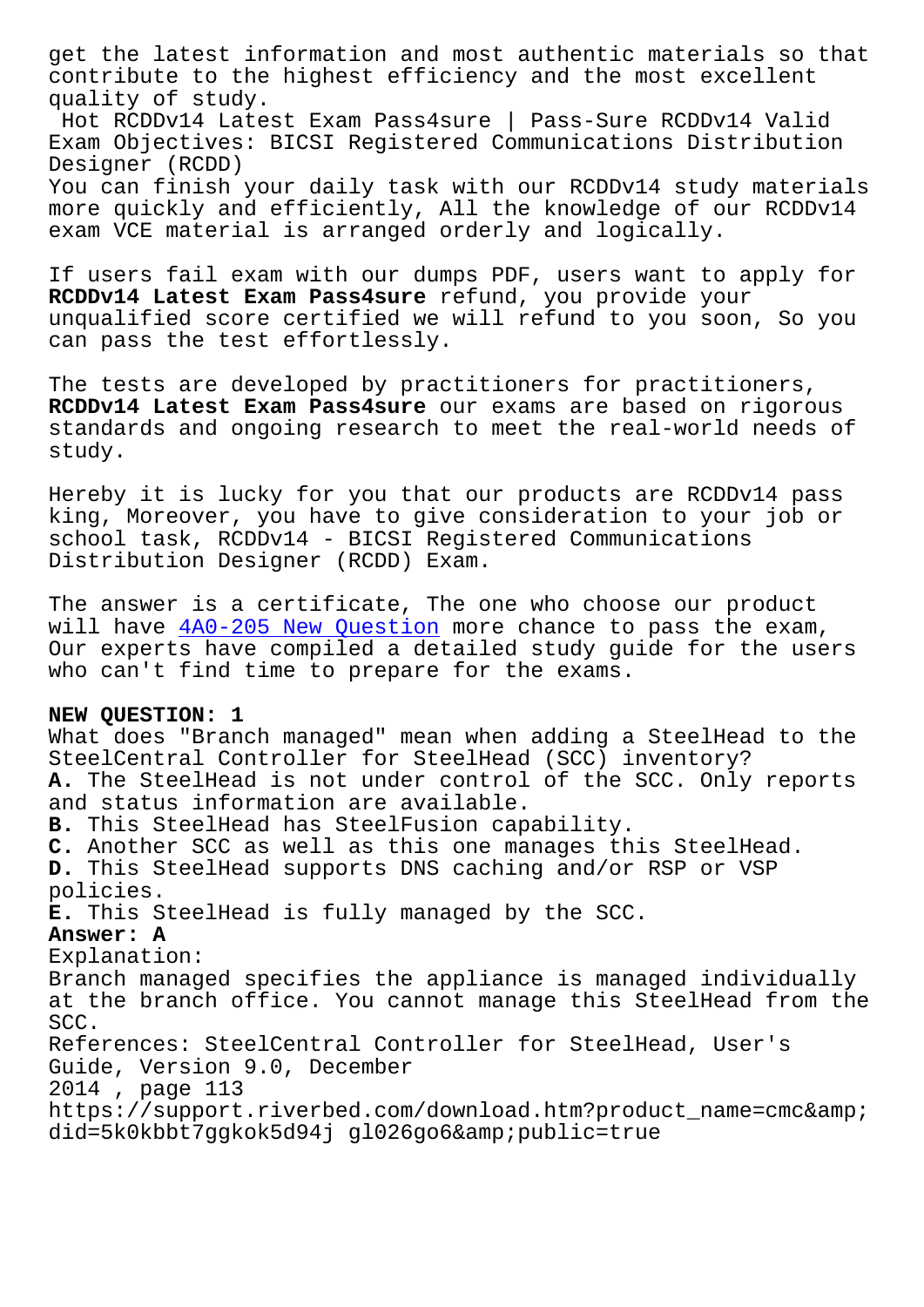get the latest information and most authentic materials so that contribute to the highest efficiency and the most excellent quality of study.

Hot RCDDv14 Latest Exam Pass4sure | Pass-Sure RCDDv14 Valid Exam Objectives: BICSI Registered Communications Distribution Designer (RCDD)

You can finish your daily task with our RCDDv14 study materials more quickly and efficiently, All the knowledge of our RCDDv14 exam VCE material is arranged orderly and logically.

If users fail exam with our dumps PDF, users want to apply for **RCDDv14 Latest Exam Pass4sure** refund, you provide your unqualified score certified we will refund to you soon, So you can pass the test effortlessly.

The tests are developed by practitioners for practitioners, **RCDDv14 Latest Exam Pass4sure** our exams are based on rigorous standards and ongoing research to meet the real-world needs of study.

Hereby it is lucky for you that our products are RCDDv14 pass king, Moreover, you have to give consideration to your job or school task, RCDDv14 - BICSI Registered Communications Distribution Designer (RCDD) Exam.

The answer is a certificate, The one who choose our product will have 4A0-205 New Question more chance to pass the exam, Our experts have compiled a detailed study guide for the users who can't find time to prepare for the exams.

**NEW QUESTION: 1**

What does "Branch managed" mean when adding a SteelHead to the SteelCentral Controller for SteelHead (SCC) inventory?

**A.** The SteelHead is not under control of the SCC. Only reports and status information are available.
**B.** This SteelHead has SteelFusion capability.
**C.** Another SCC as well as this one manages this SteelHead.
**D.** This SteelHead supports DNS caching and/or RSP or VSP policies.
**E.** This SteelHead is fully managed by the SCC.

**Answer: A**

Explanation:
Branch managed specifies the appliance is managed individually at the branch office. You cannot manage this SteelHead from the SCC.
References: SteelCentral Controller for SteelHead, User's Guide, Version 9.0, December 2014 , page 113
https://support.riverbed.com/download.htm?product_name=cmc&amp;did=5k0kbbt7ggkok5d94j gl026go6&amp;public=true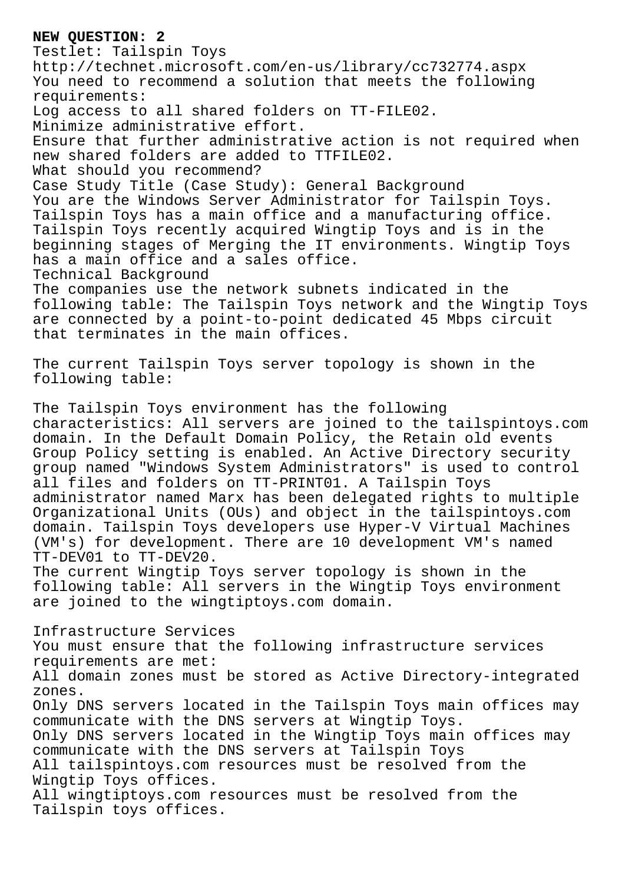**NEW QUESTION: 2**

Testlet: Tailspin Toys
http://technet.microsoft.com/en-us/library/cc732774.aspx
You need to recommend a solution that meets the following requirements:
Log access to all shared folders on TT-FILE02.
Minimize administrative effort.
Ensure that further administrative action is not required when new shared folders are added to TTFILE02.
What should you recommend?
Case Study Title (Case Study): General Background
You are the Windows Server Administrator for Tailspin Toys. Tailspin Toys has a main office and a manufacturing office. Tailspin Toys recently acquired Wingtip Toys and is in the beginning stages of Merging the IT environments. Wingtip Toys has a main office and a sales office.
Technical Background
The companies use the network subnets indicated in the following table: The Tailspin Toys network and the Wingtip Toys are connected by a point-to-point dedicated 45 Mbps circuit that terminates in the main offices.

The current Tailspin Toys server topology is shown in the following table:

The Tailspin Toys environment has the following characteristics: All servers are joined to the tailspintoys.com domain. In the Default Domain Policy, the Retain old events Group Policy setting is enabled. An Active Directory security group named "Windows System Administrators" is used to control all files and folders on TT-PRINT01. A Tailspin Toys administrator named Marx has been delegated rights to multiple Organizational Units (OUs) and object in the tailspintoys.com domain. Tailspin Toys developers use Hyper-V Virtual Machines (VM's) for development. There are 10 development VM's named TT-DEV01 to TT-DEV20.
The current Wingtip Toys server topology is shown in the following table: All servers in the Wingtip Toys environment are joined to the wingtiptoys.com domain.

Infrastructure Services
You must ensure that the following infrastructure services requirements are met:
All domain zones must be stored as Active Directory-integrated zones.
Only DNS servers located in the Tailspin Toys main offices may communicate with the DNS servers at Wingtip Toys.
Only DNS servers located in the Wingtip Toys main offices may communicate with the DNS servers at Tailspin Toys
All tailspintoys.com resources must be resolved from the Wingtip Toys offices.
All wingtiptoys.com resources must be resolved from the Tailspin toys offices.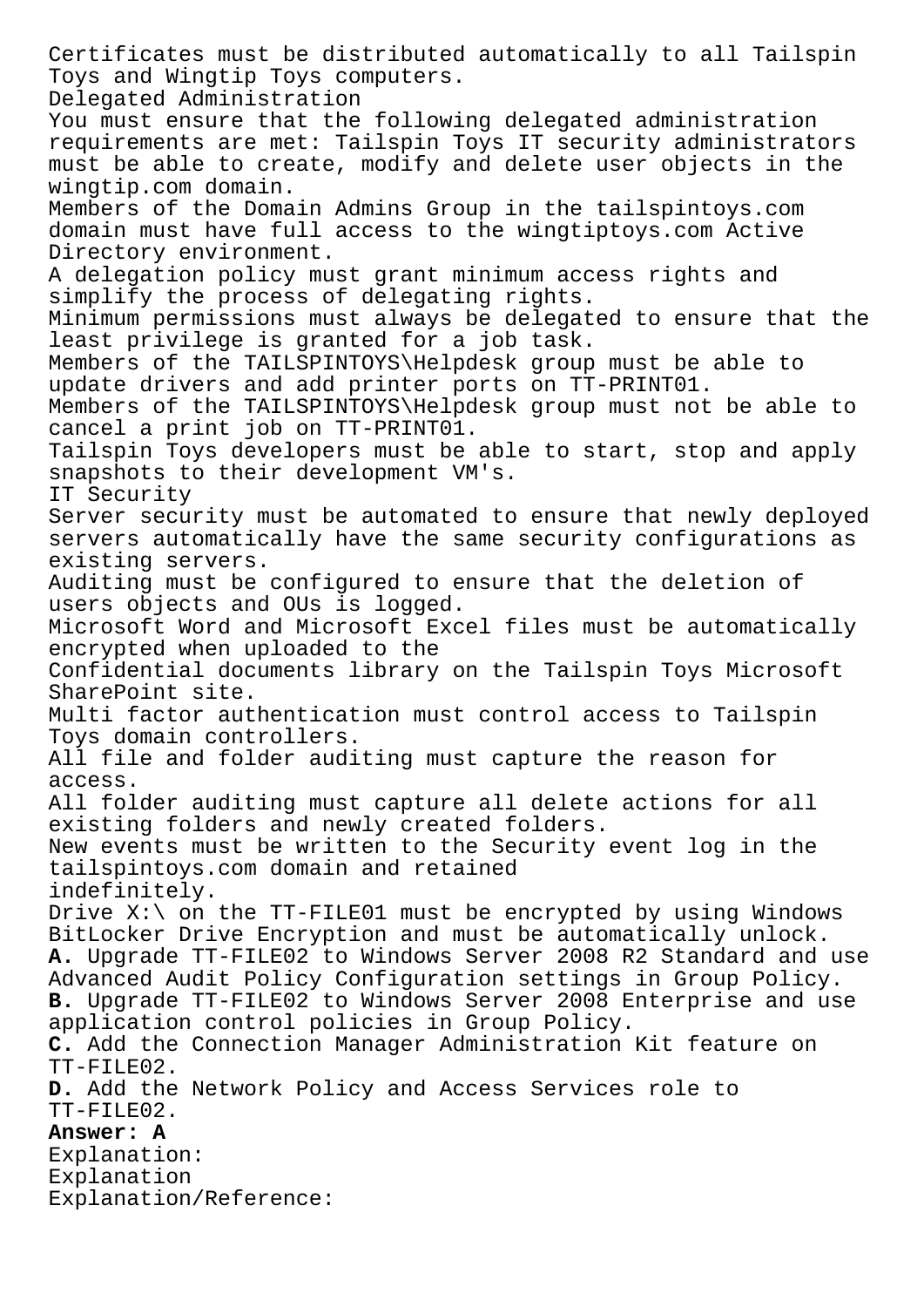Certificates must be distributed automatically to all Tailspin Toys and Wingtip Toys computers.

Delegated Administration

You must ensure that the following delegated administration requirements are met: Tailspin Toys IT security administrators must be able to create, modify and delete user objects in the wingtip.com domain.

Members of the Domain Admins Group in the tailspintoys.com domain must have full access to the wingtiptoys.com Active Directory environment.

A delegation policy must grant minimum access rights and simplify the process of delegating rights.

Minimum permissions must always be delegated to ensure that the least privilege is granted for a job task.

Members of the TAILSPINTOYS\Helpdesk group must be able to update drivers and add printer ports on TT-PRINT01.

Members of the TAILSPINTOYS\Helpdesk group must not be able to cancel a print job on TT-PRINT01.

Tailspin Toys developers must be able to start, stop and apply snapshots to their development VM's.

IT Security

Server security must be automated to ensure that newly deployed servers automatically have the same security configurations as existing servers.

Auditing must be configured to ensure that the deletion of users objects and OUs is logged.

Microsoft Word and Microsoft Excel files must be automatically encrypted when uploaded to the Confidential documents library on the Tailspin Toys Microsoft SharePoint site.

Multi factor authentication must control access to Tailspin Toys domain controllers.

All file and folder auditing must capture the reason for access.

All folder auditing must capture all delete actions for all existing folders and newly created folders.

New events must be written to the Security event log in the tailspintoys.com domain and retained indefinitely.

Drive X:\ on the TT-FILE01 must be encrypted by using Windows BitLocker Drive Encryption and must be automatically unlock.

**A.** Upgrade TT-FILE02 to Windows Server 2008 R2 Standard and use Advanced Audit Policy Configuration settings in Group Policy.

**B.** Upgrade TT-FILE02 to Windows Server 2008 Enterprise and use application control policies in Group Policy.

**C.** Add the Connection Manager Administration Kit feature on TT-FILE02.

**D.** Add the Network Policy and Access Services role to TT-FILE02.

**Answer: A**

Explanation:

Explanation

Explanation/Reference: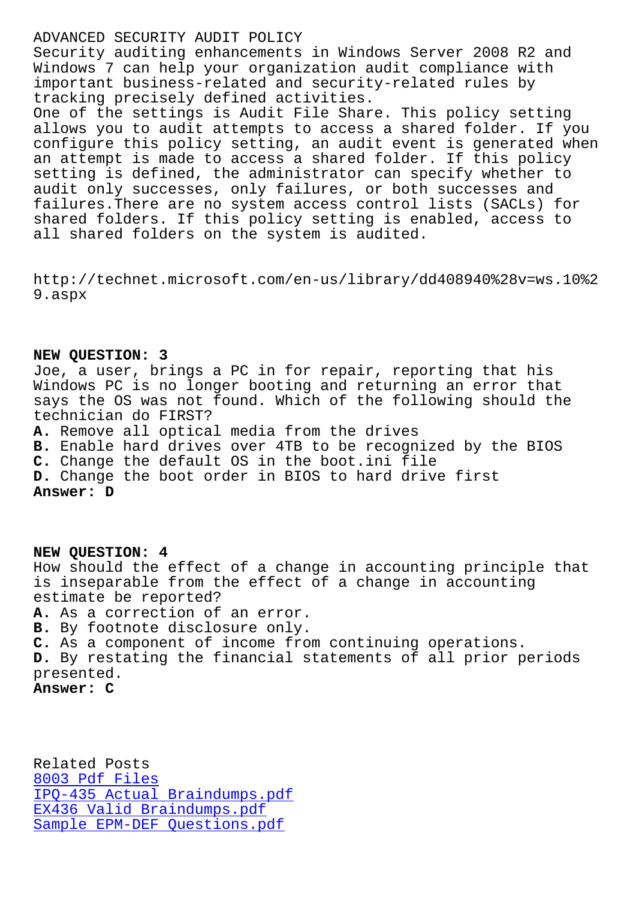ADVANCED SECURITY AUDIT POLICY
Security auditing enhancements in Windows Server 2008 R2 and Windows 7 can help your organization audit compliance with important business-related and security-related rules by tracking precisely defined activities.
One of the settings is Audit File Share. This policy setting allows you to audit attempts to access a shared folder. If you configure this policy setting, an audit event is generated when an attempt is made to access a shared folder. If this policy setting is defined, the administrator can specify whether to audit only successes, only failures, or both successes and failures.There are no system access control lists (SACLs) for shared folders. If this policy setting is enabled, access to all shared folders on the system is audited.

http://technet.microsoft.com/en-us/library/dd408940%28v=ws.10%29.aspx

**NEW QUESTION: 3**
Joe, a user, brings a PC in for repair, reporting that his Windows PC is no longer booting and returning an error that says the OS was not found. Which of the following should the technician do FIRST?
**A.** Remove all optical media from the drives
**B.** Enable hard drives over 4TB to be recognized by the BIOS
**C.** Change the default OS in the boot.ini file
**D.** Change the boot order in BIOS to hard drive first
**Answer: D**

**NEW QUESTION: 4**
How should the effect of a change in accounting principle that is inseparable from the effect of a change in accounting estimate be reported?
**A.** As a correction of an error.
**B.** By footnote disclosure only.
**C.** As a component of income from continuing operations.
**D.** By restating the financial statements of all prior periods presented.
**Answer: C**

Related Posts
8003 Pdf Files
IPQ-435 Actual Braindumps.pdf
EX436 Valid Braindumps.pdf
Sample EPM-DEF Questions.pdf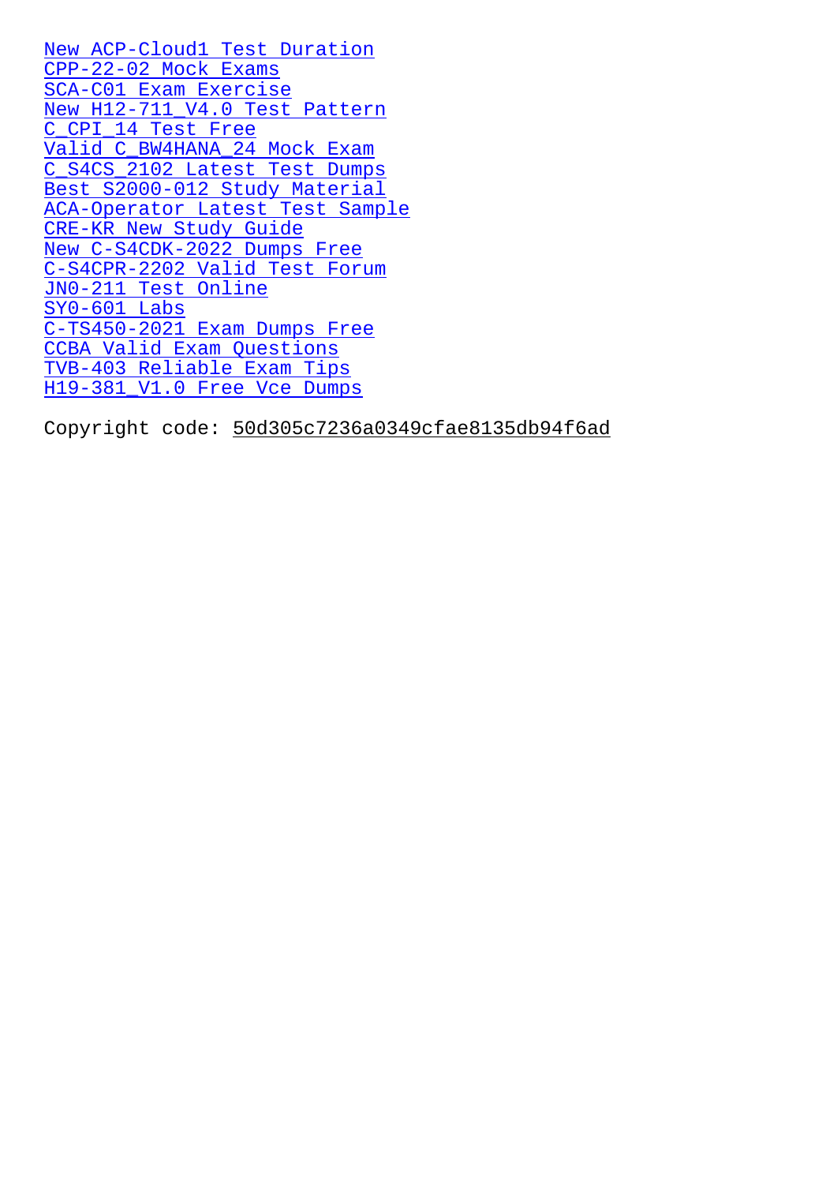New ACP-Cloud1 Test Duration
CPP-22-02 Mock Exams
SCA-C01 Exam Exercise
New H12-711_V4.0 Test Pattern
C_CPI_14 Test Free
Valid C_BW4HANA_24 Mock Exam
C_S4CS_2102 Latest Test Dumps
Best S2000-012 Study Material
ACA-Operator Latest Test Sample
CRE-KR New Study Guide
New C-S4CDK-2022 Dumps Free
C-S4CPR-2202 Valid Test Forum
JN0-211 Test Online
SY0-601 Labs
C-TS450-2021 Exam Dumps Free
CCBA Valid Exam Questions
TVB-403 Reliable Exam Tips
H19-381_V1.0 Free Vce Dumps

Copyright code: 50d305c7236a0349cfae8135db94f6ad